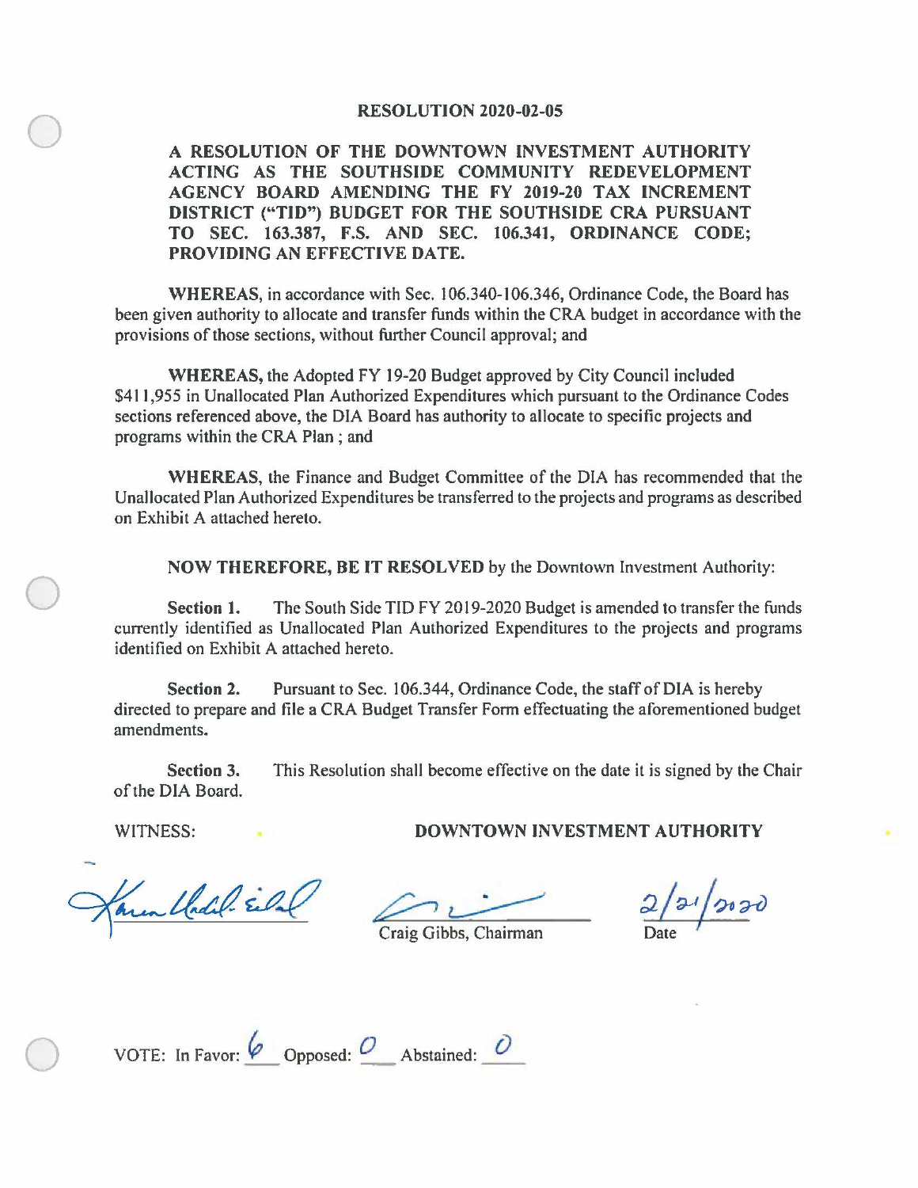# RESOLUTION 2020-02-05

**A RESOLUTION OF THE DOWNTOWN INVESTMENT AUTHORITY ACTING AS THE SOUTHSIDE COMMUNITY REDEVELOPMENT AGENCY BOARD AMENDING THE FY 2019-20 TAX INCREMENT DISTRICT ("TID") BUDGET FOR THE SOUTHSIDE CRA PURSUANT TO SEC. 163.387, F.S. AND SEC. 106.341, ORDINANCE CODE; PROVIDING AN EFFECTIVE DATE.**

**WHEREAS,** in accordance with Sec. 106.340-106.346, Ordinance Code, the Board has been given authority to allocate and transfer funds within the CRA budget in accordance with the provisions of those sections, without further Council approval; and

**WHEREAS,** the Adopted FY 19-20 Budget approved by City Council included $411,955 in Unallocated Plan Authorized Expenditures which pursuant to the Ordinance Codes sections referenced above, the DIA Board has authority to allocate to specific projects and programs within the CRA Plan ; and

**WHEREAS,** the Finance and Budget Committee of the DIA has recommended that the Unallocated Plan Authorized Expenditures be transferred to the projects and programs as described on Exhibit A attached hereto.

**NOW THEREFORE, BE IT RESOLVED** by the Downtown Investment Authority:

**Section 1.** The South Side TID FY 2019-2020 Budget is amended to transfer the funds currently identified as Unallocated Plan Authorized Expenditures to the projects and programs identified on Exhibit A attached hereto.

**Section 2.** Pursuant to Sec. 106.344, Ordinance Code, the staff of DIA is hereby directed to prepare and file a CRA Budget Transfer Form effectuating the aforementioned budget amendments.

**Section 3.** This Resolution shall become effective on the date it is signed by the Chair of the DIA Board.

WITNESS: **DOWNTOWN INVESTMENT AUTHORITY**

Karen Underwood-Eiland

Craig Gibbs, Chairman

2/21/2020
Date

VOTE: In Favor: 6 Opposed: 0 Abstained: 0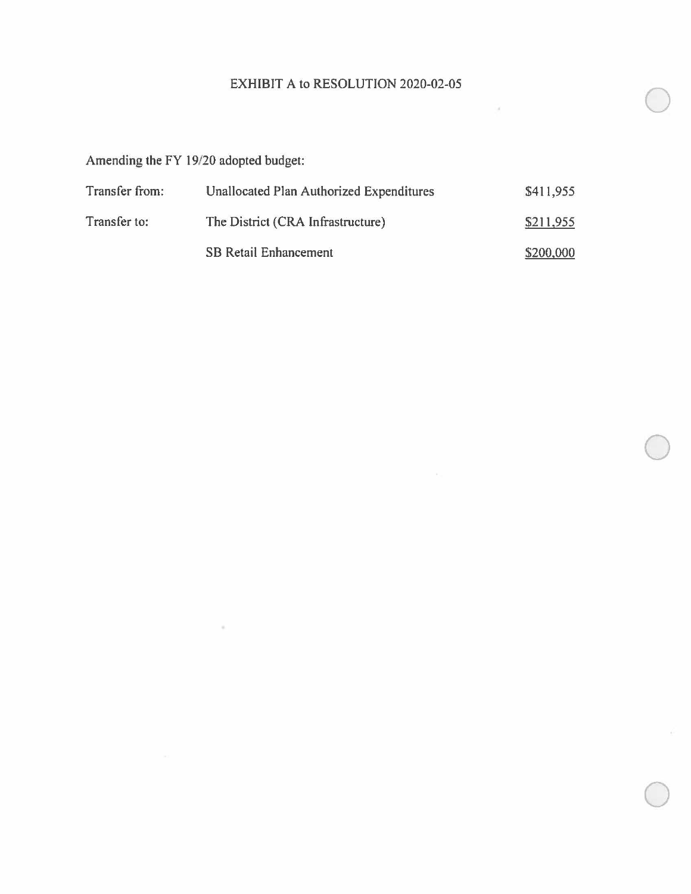EXHIBIT A to RESOLUTION 2020-02-05

Amending the FY 19/20 adopted budget:

| | | |
|---|---|---|
| Transfer from: | Unallocated Plan Authorized Expenditures | $411,955 |
| Transfer to: | The District (CRA Infrastructure) | $211,955 |
| | SB Retail Enhancement | $200,000 |